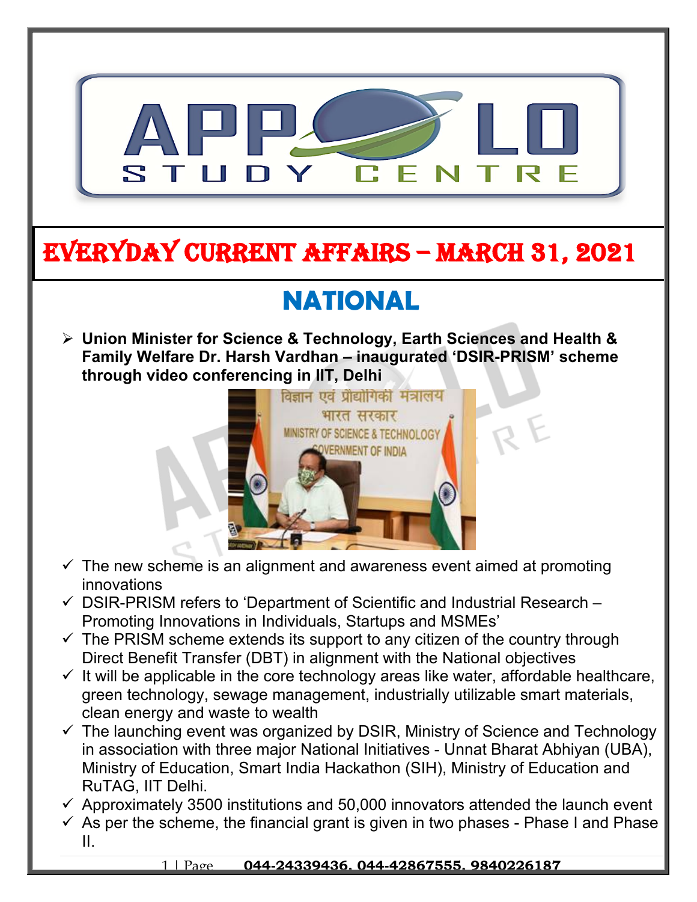# EVERYDAY CURRENT AFFAIRS – MARCH 31, 2021

## NATIONAL

- **Union Minister for Science & Technology, Earth Sciences and Health & Family Welfare Dr. Harsh Vardhan – inaugurated 'DSIR-PRISM' scheme through video conferencing in IIT, Delhi**

  - ✓ The new scheme is an alignment and awareness event aimed at promoting innovations
  - ✓ DSIR-PRISM refers to 'Department of Scientific and Industrial Research – Promoting Innovations in Individuals, Startups and MSMEs'
  - ✓ The PRISM scheme extends its support to any citizen of the country through Direct Benefit Transfer (DBT) in alignment with the National objectives
  - ✓ It will be applicable in the core technology areas like water, affordable healthcare, green technology, sewage management, industrially utilizable smart materials, clean energy and waste to wealth
  - ✓ The launching event was organized by DSIR, Ministry of Science and Technology in association with three major National Initiatives - Unnat Bharat Abhiyan (UBA), Ministry of Education, Smart India Hackathon (SIH), Ministry of Education and RuTAG, IIT Delhi.
  - ✓ Approximately 3500 institutions and 50,000 innovators attended the launch event
  - ✓ As per the scheme, the financial grant is given in two phases - Phase I and Phase II.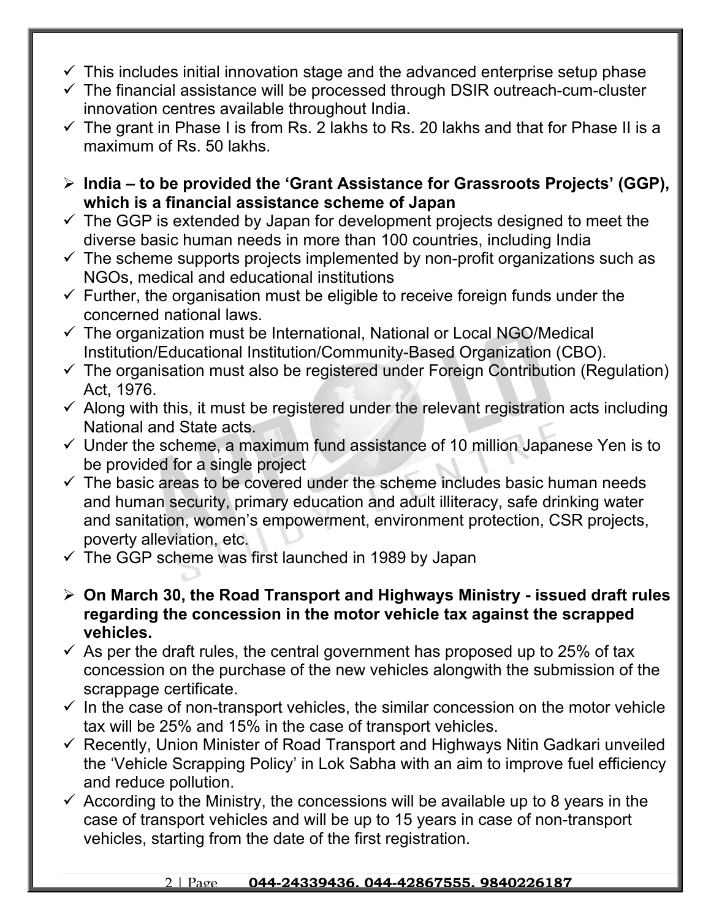- ✓ This includes initial innovation stage and the advanced enterprise setup phase
- ✓ The financial assistance will be processed through DSIR outreach-cum-cluster innovation centres available throughout India.
- ✓ The grant in Phase I is from Rs. 2 lakhs to Rs. 20 lakhs and that for Phase II is a maximum of Rs. 50 lakhs.

➢ **India – to be provided the 'Grant Assistance for Grassroots Projects' (GGP), which is a financial assistance scheme of Japan**

- ✓ The GGP is extended by Japan for development projects designed to meet the diverse basic human needs in more than 100 countries, including India
- ✓ The scheme supports projects implemented by non-profit organizations such as NGOs, medical and educational institutions
- ✓ Further, the organisation must be eligible to receive foreign funds under the concerned national laws.
- ✓ The organization must be International, National or Local NGO/Medical Institution/Educational Institution/Community-Based Organization (CBO).
- ✓ The organisation must also be registered under Foreign Contribution (Regulation) Act, 1976.
- ✓ Along with this, it must be registered under the relevant registration acts including National and State acts.
- ✓ Under the scheme, a maximum fund assistance of 10 million Japanese Yen is to be provided for a single project
- ✓ The basic areas to be covered under the scheme includes basic human needs and human security, primary education and adult illiteracy, safe drinking water and sanitation, women's empowerment, environment protection, CSR projects, poverty alleviation, etc.
- ✓ The GGP scheme was first launched in 1989 by Japan

➢ **On March 30, the Road Transport and Highways Ministry - issued draft rules regarding the concession in the motor vehicle tax against the scrapped vehicles.**

- ✓ As per the draft rules, the central government has proposed up to 25% of tax concession on the purchase of the new vehicles alongwith the submission of the scrappage certificate.
- ✓ In the case of non-transport vehicles, the similar concession on the motor vehicle tax will be 25% and 15% in the case of transport vehicles.
- ✓ Recently, Union Minister of Road Transport and Highways Nitin Gadkari unveiled the 'Vehicle Scrapping Policy' in Lok Sabha with an aim to improve fuel efficiency and reduce pollution.
- ✓ According to the Ministry, the concessions will be available up to 8 years in the case of transport vehicles and will be up to 15 years in case of non-transport vehicles, starting from the date of the first registration.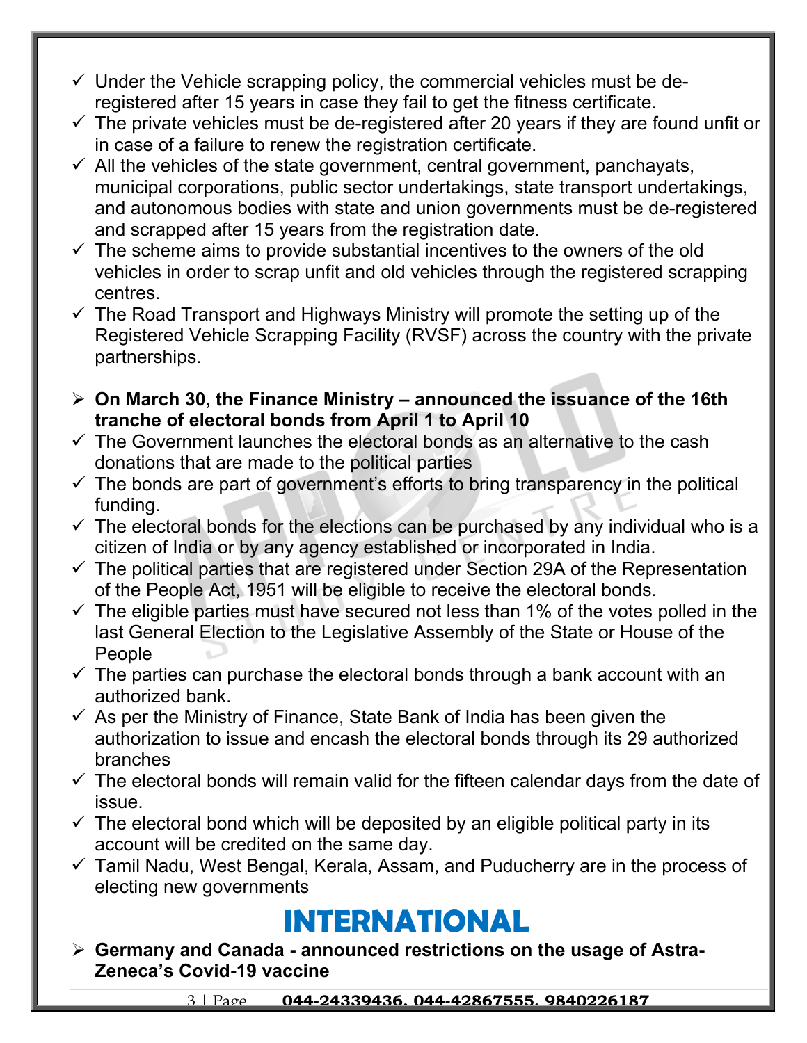- ✓ Under the Vehicle scrapping policy, the commercial vehicles must be de-registered after 15 years in case they fail to get the fitness certificate.
- ✓ The private vehicles must be de-registered after 20 years if they are found unfit or in case of a failure to renew the registration certificate.
- ✓ All the vehicles of the state government, central government, panchayats, municipal corporations, public sector undertakings, state transport undertakings, and autonomous bodies with state and union governments must be de-registered and scrapped after 15 years from the registration date.
- ✓ The scheme aims to provide substantial incentives to the owners of the old vehicles in order to scrap unfit and old vehicles through the registered scrapping centres.
- ✓ The Road Transport and Highways Ministry will promote the setting up of the Registered Vehicle Scrapping Facility (RVSF) across the country with the private partnerships.

- **On March 30, the Finance Ministry – announced the issuance of the 16th tranche of electoral bonds from April 1 to April 10**
- ✓ The Government launches the electoral bonds as an alternative to the cash donations that are made to the political parties
- ✓ The bonds are part of government's efforts to bring transparency in the political funding.
- ✓ The electoral bonds for the elections can be purchased by any individual who is a citizen of India or by any agency established or incorporated in India.
- ✓ The political parties that are registered under Section 29A of the Representation of the People Act, 1951 will be eligible to receive the electoral bonds.
- ✓ The eligible parties must have secured not less than 1% of the votes polled in the last General Election to the Legislative Assembly of the State or House of the People
- ✓ The parties can purchase the electoral bonds through a bank account with an authorized bank.
- ✓ As per the Ministry of Finance, State Bank of India has been given the authorization to issue and encash the electoral bonds through its 29 authorized branches
- ✓ The electoral bonds will remain valid for the fifteen calendar days from the date of issue.
- ✓ The electoral bond which will be deposited by an eligible political party in its account will be credited on the same day.
- ✓ Tamil Nadu, West Bengal, Kerala, Assam, and Puducherry are in the process of electing new governments

# INTERNATIONAL

- **Germany and Canada - announced restrictions on the usage of Astra-Zeneca's Covid-19 vaccine**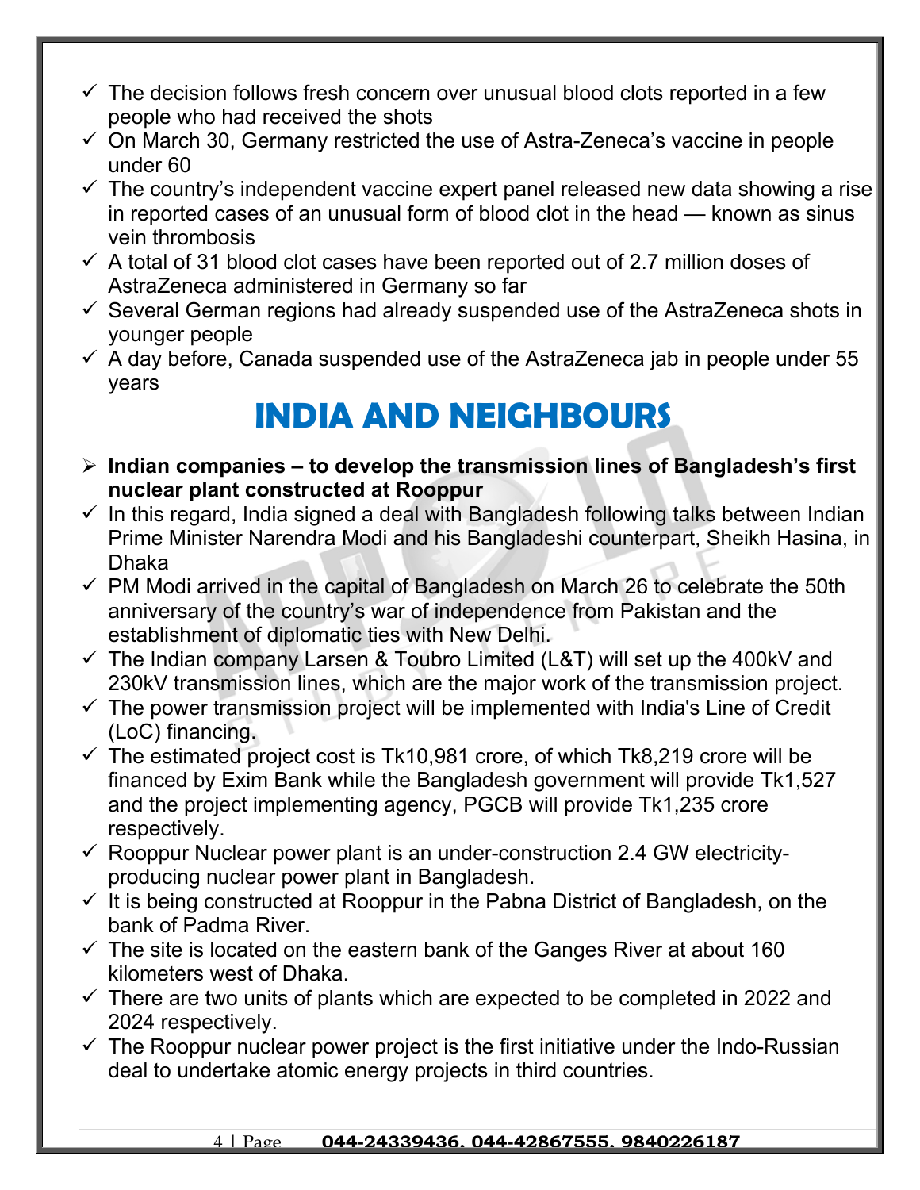- ✓ The decision follows fresh concern over unusual blood clots reported in a few people who had received the shots
- ✓ On March 30, Germany restricted the use of Astra-Zeneca's vaccine in people under 60
- ✓ The country's independent vaccine expert panel released new data showing a rise in reported cases of an unusual form of blood clot in the head — known as sinus vein thrombosis
- ✓ A total of 31 blood clot cases have been reported out of 2.7 million doses of AstraZeneca administered in Germany so far
- ✓ Several German regions had already suspended use of the AstraZeneca shots in younger people
- ✓ A day before, Canada suspended use of the AstraZeneca jab in people under 55 years

# INDIA AND NEIGHBOURS

- ➢ **Indian companies – to develop the transmission lines of Bangladesh's first nuclear plant constructed at Rooppur**
- ✓ In this regard, India signed a deal with Bangladesh following talks between Indian Prime Minister Narendra Modi and his Bangladeshi counterpart, Sheikh Hasina, in Dhaka
- ✓ PM Modi arrived in the capital of Bangladesh on March 26 to celebrate the 50th anniversary of the country's war of independence from Pakistan and the establishment of diplomatic ties with New Delhi.
- ✓ The Indian company Larsen & Toubro Limited (L&T) will set up the 400kV and 230kV transmission lines, which are the major work of the transmission project.
- ✓ The power transmission project will be implemented with India's Line of Credit (LoC) financing.
- ✓ The estimated project cost is Tk10,981 crore, of which Tk8,219 crore will be financed by Exim Bank while the Bangladesh government will provide Tk1,527 and the project implementing agency, PGCB will provide Tk1,235 crore respectively.
- ✓ Rooppur Nuclear power plant is an under-construction 2.4 GW electricity-producing nuclear power plant in Bangladesh.
- ✓ It is being constructed at Rooppur in the Pabna District of Bangladesh, on the bank of Padma River.
- ✓ The site is located on the eastern bank of the Ganges River at about 160 kilometers west of Dhaka.
- ✓ There are two units of plants which are expected to be completed in 2022 and 2024 respectively.
- ✓ The Rooppur nuclear power project is the first initiative under the Indo-Russian deal to undertake atomic energy projects in third countries.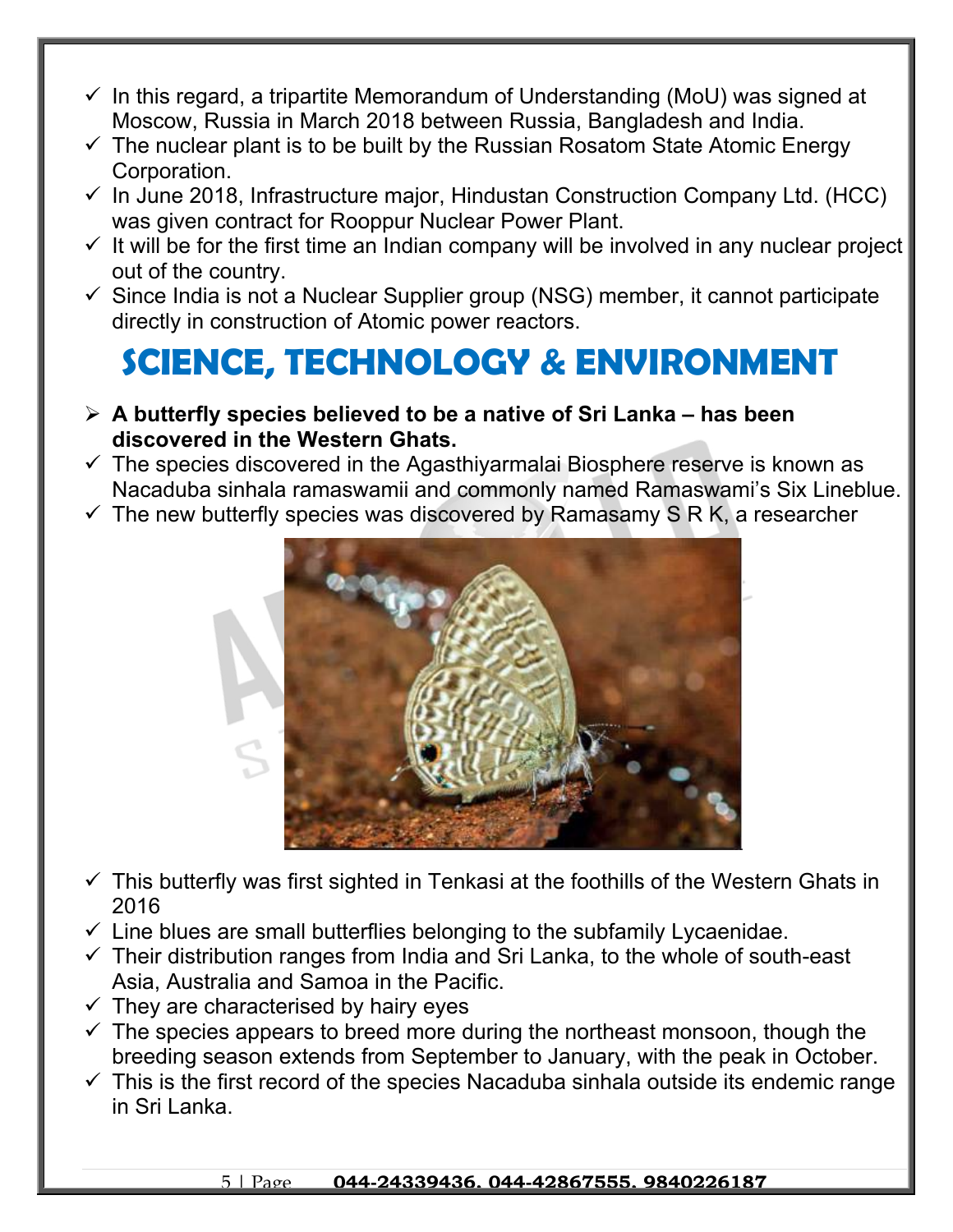- ✓ In this regard, a tripartite Memorandum of Understanding (MoU) was signed at Moscow, Russia in March 2018 between Russia, Bangladesh and India.
- ✓ The nuclear plant is to be built by the Russian Rosatom State Atomic Energy Corporation.
- ✓ In June 2018, Infrastructure major, Hindustan Construction Company Ltd. (HCC) was given contract for Rooppur Nuclear Power Plant.
- ✓ It will be for the first time an Indian company will be involved in any nuclear project out of the country.
- ✓ Since India is not a Nuclear Supplier group (NSG) member, it cannot participate directly in construction of Atomic power reactors.

# SCIENCE, TECHNOLOGY & ENVIRONMENT

- ➢ **A butterfly species believed to be a native of Sri Lanka – has been discovered in the Western Ghats.**
- ✓ The species discovered in the Agasthiyarmalai Biosphere reserve is known as Nacaduba sinhala ramaswamii and commonly named Ramaswami's Six Lineblue.
- ✓ The new butterfly species was discovered by Ramasamy S R K, a researcher
- ✓ This butterfly was first sighted in Tenkasi at the foothills of the Western Ghats in 2016
- ✓ Line blues are small butterflies belonging to the subfamily Lycaenidae.
- ✓ Their distribution ranges from India and Sri Lanka, to the whole of south-east Asia, Australia and Samoa in the Pacific.
- ✓ They are characterised by hairy eyes
- ✓ The species appears to breed more during the northeast monsoon, though the breeding season extends from September to January, with the peak in October.
- ✓ This is the first record of the species Nacaduba sinhala outside its endemic range in Sri Lanka.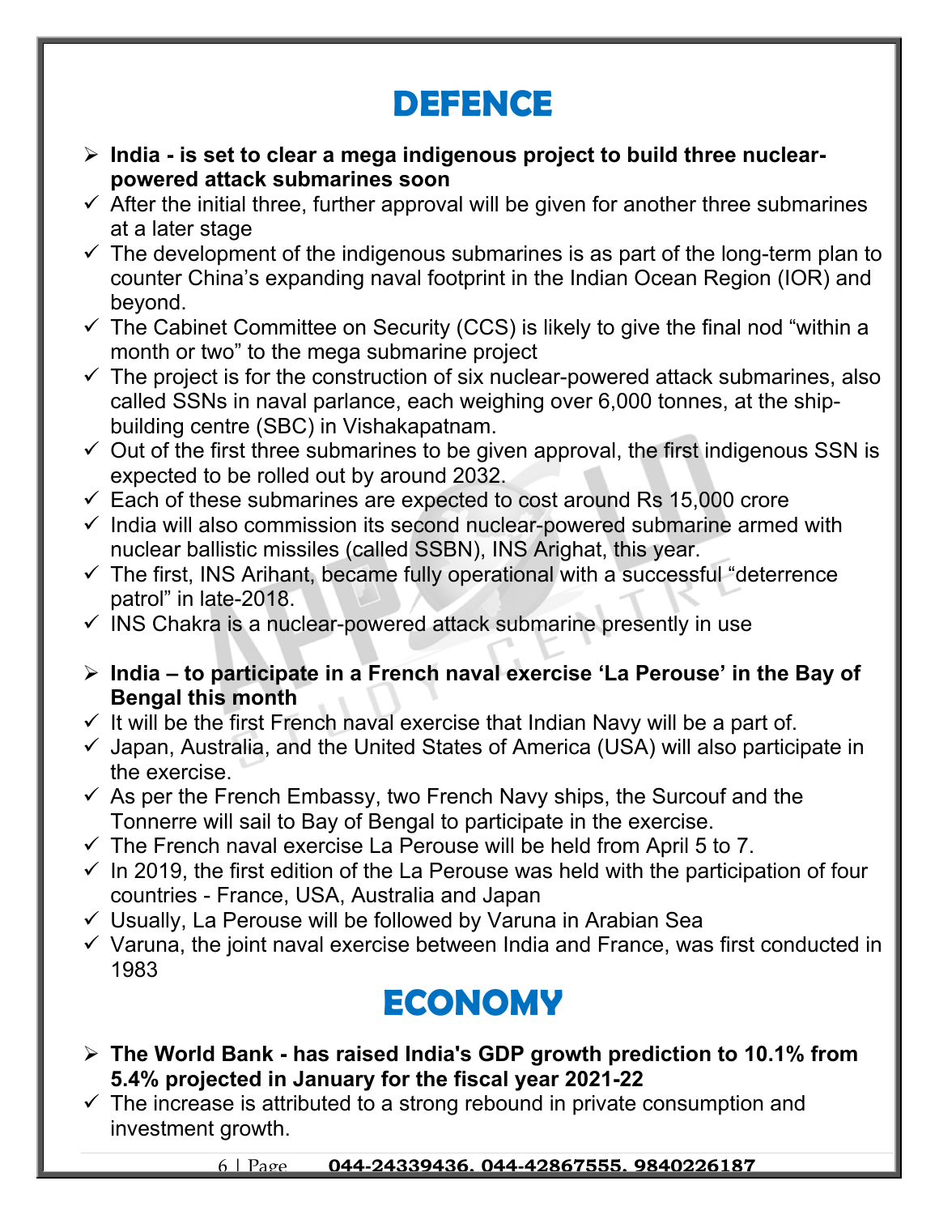# DEFENCE

- **India - is set to clear a mega indigenous project to build three nuclear-powered attack submarines soon**
- ✓ After the initial three, further approval will be given for another three submarines at a later stage
- ✓ The development of the indigenous submarines is as part of the long-term plan to counter China's expanding naval footprint in the Indian Ocean Region (IOR) and beyond.
- ✓ The Cabinet Committee on Security (CCS) is likely to give the final nod "within a month or two" to the mega submarine project
- ✓ The project is for the construction of six nuclear-powered attack submarines, also called SSNs in naval parlance, each weighing over 6,000 tonnes, at the ship-building centre (SBC) in Vishakapatnam.
- ✓ Out of the first three submarines to be given approval, the first indigenous SSN is expected to be rolled out by around 2032.
- ✓ Each of these submarines are expected to cost around Rs 15,000 crore
- ✓ India will also commission its second nuclear-powered submarine armed with nuclear ballistic missiles (called SSBN), INS Arighat, this year.
- ✓ The first, INS Arihant, became fully operational with a successful "deterrence patrol" in late-2018.
- ✓ INS Chakra is a nuclear-powered attack submarine presently in use

- **India – to participate in a French naval exercise 'La Perouse' in the Bay of Bengal this month**
- ✓ It will be the first French naval exercise that Indian Navy will be a part of.
- ✓ Japan, Australia, and the United States of America (USA) will also participate in the exercise.
- ✓ As per the French Embassy, two French Navy ships, the Surcouf and the Tonnerre will sail to Bay of Bengal to participate in the exercise.
- ✓ The French naval exercise La Perouse will be held from April 5 to 7.
- ✓ In 2019, the first edition of the La Perouse was held with the participation of four countries - France, USA, Australia and Japan
- ✓ Usually, La Perouse will be followed by Varuna in Arabian Sea
- ✓ Varuna, the joint naval exercise between India and France, was first conducted in 1983

# ECONOMY

- **The World Bank - has raised India's GDP growth prediction to 10.1% from 5.4% projected in January for the fiscal year 2021-22**
- ✓ The increase is attributed to a strong rebound in private consumption and investment growth.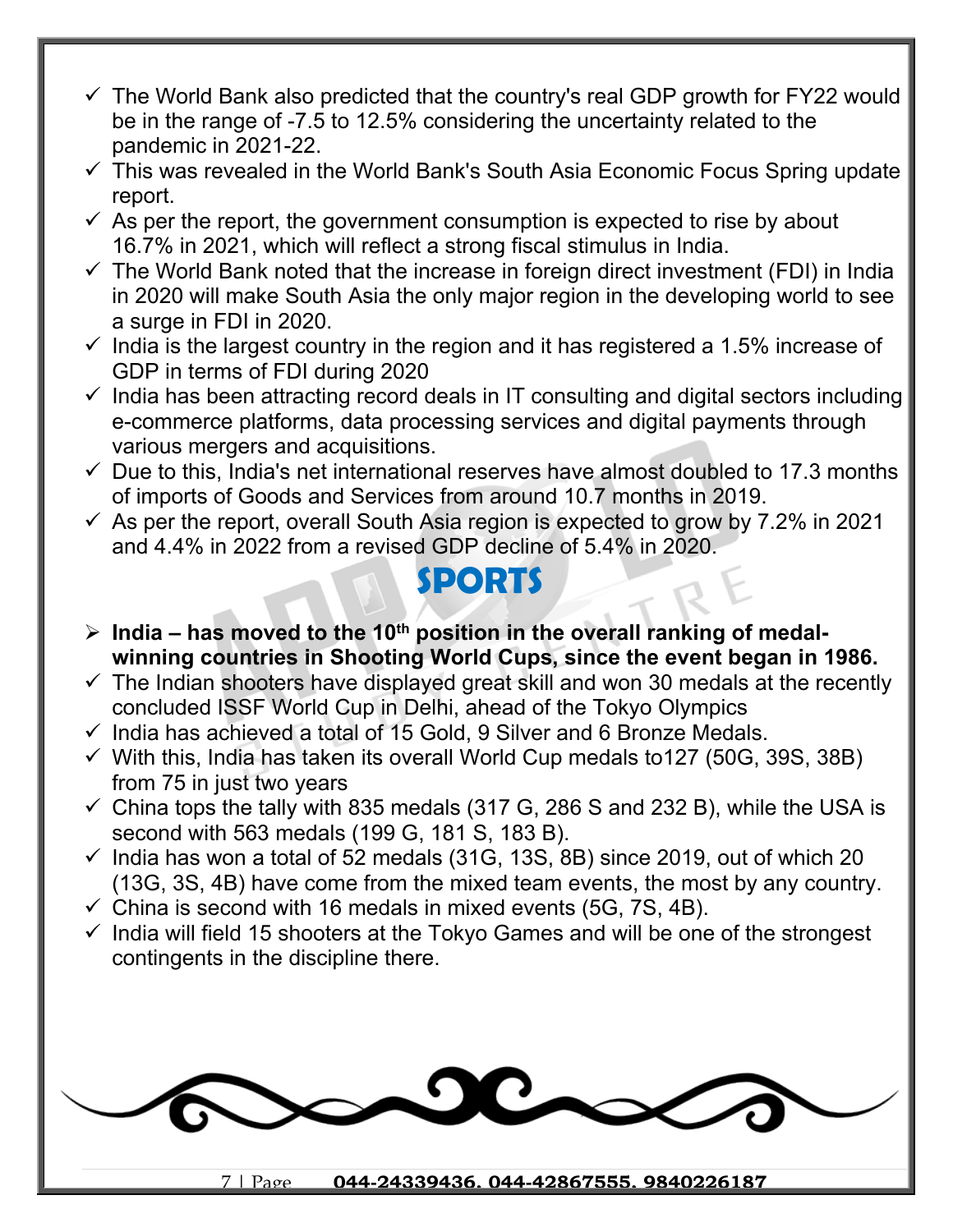- ✓ The World Bank also predicted that the country's real GDP growth for FY22 would be in the range of -7.5 to 12.5% considering the uncertainty related to the pandemic in 2021-22.
- ✓ This was revealed in the World Bank's South Asia Economic Focus Spring update report.
- ✓ As per the report, the government consumption is expected to rise by about 16.7% in 2021, which will reflect a strong fiscal stimulus in India.
- ✓ The World Bank noted that the increase in foreign direct investment (FDI) in India in 2020 will make South Asia the only major region in the developing world to see a surge in FDI in 2020.
- ✓ India is the largest country in the region and it has registered a 1.5% increase of GDP in terms of FDI during 2020
- ✓ India has been attracting record deals in IT consulting and digital sectors including e-commerce platforms, data processing services and digital payments through various mergers and acquisitions.
- ✓ Due to this, India's net international reserves have almost doubled to 17.3 months of imports of Goods and Services from around 10.7 months in 2019.
- ✓ As per the report, overall South Asia region is expected to grow by 7.2% in 2021 and 4.4% in 2022 from a revised GDP decline of 5.4% in 2020.

# SPORTS

- ➢ **India – has moved to the 10th position in the overall ranking of medal-winning countries in Shooting World Cups, since the event began in 1986.**
- ✓ The Indian shooters have displayed great skill and won 30 medals at the recently concluded ISSF World Cup in Delhi, ahead of the Tokyo Olympics
- ✓ India has achieved a total of 15 Gold, 9 Silver and 6 Bronze Medals.
- ✓ With this, India has taken its overall World Cup medals to127 (50G, 39S, 38B) from 75 in just two years
- ✓ China tops the tally with 835 medals (317 G, 286 S and 232 B), while the USA is second with 563 medals (199 G, 181 S, 183 B).
- ✓ India has won a total of 52 medals (31G, 13S, 8B) since 2019, out of which 20 (13G, 3S, 4B) have come from the mixed team events, the most by any country.
- ✓ China is second with 16 medals in mixed events (5G, 7S, 4B).
- ✓ India will field 15 shooters at the Tokyo Games and will be one of the strongest contingents in the discipline there.